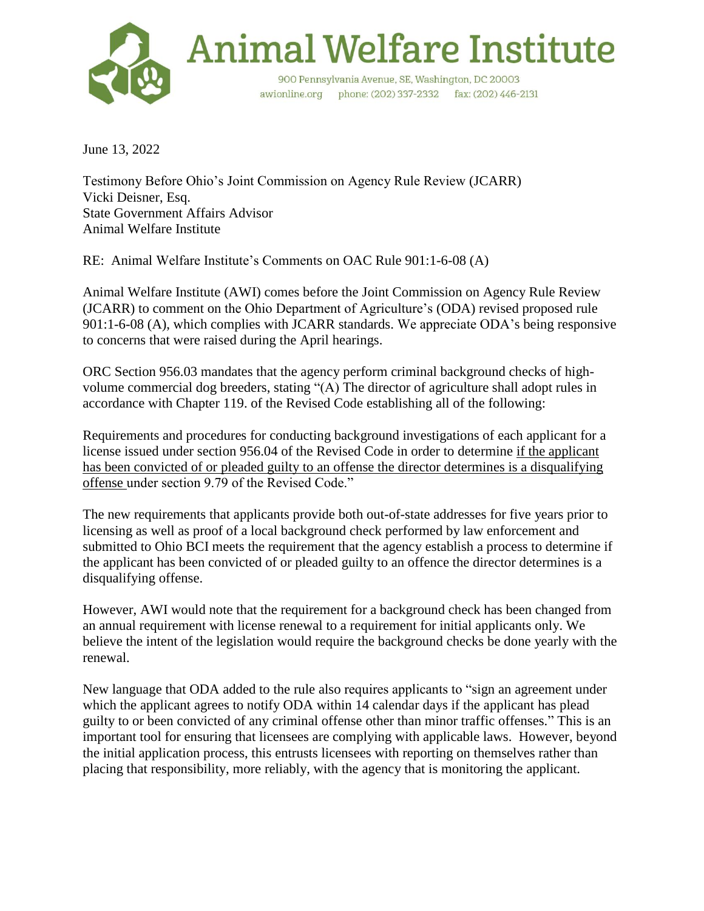# Animal Welfare Institute

900 Pennsylvania Avenue, SE, Washington, DC 20003
awionline.org phone: (202) 337-2332 fax: (202) 446-2131

June 13, 2022

Testimony Before Ohio's Joint Commission on Agency Rule Review (JCARR)
Vicki Deisner, Esq.
State Government Affairs Advisor
Animal Welfare Institute

RE: Animal Welfare Institute's Comments on OAC Rule 901:1-6-08 (A)

Animal Welfare Institute (AWI) comes before the Joint Commission on Agency Rule Review (JCARR) to comment on the Ohio Department of Agriculture's (ODA) revised proposed rule 901:1-6-08 (A), which complies with JCARR standards. We appreciate ODA's being responsive to concerns that were raised during the April hearings.

ORC Section 956.03 mandates that the agency perform criminal background checks of high-volume commercial dog breeders, stating "(A) The director of agriculture shall adopt rules in accordance with Chapter 119. of the Revised Code establishing all of the following:

Requirements and procedures for conducting background investigations of each applicant for a license issued under section 956.04 of the Revised Code in order to determine <u>if the applicant has been convicted of or pleaded guilty to an offense the director determines is a disqualifying offense</u> under section 9.79 of the Revised Code."

The new requirements that applicants provide both out-of-state addresses for five years prior to licensing as well as proof of a local background check performed by law enforcement and submitted to Ohio BCI meets the requirement that the agency establish a process to determine if the applicant has been convicted of or pleaded guilty to an offence the director determines is a disqualifying offense.

However, AWI would note that the requirement for a background check has been changed from an annual requirement with license renewal to a requirement for initial applicants only. We believe the intent of the legislation would require the background checks be done yearly with the renewal.

New language that ODA added to the rule also requires applicants to "sign an agreement under which the applicant agrees to notify ODA within 14 calendar days if the applicant has plead guilty to or been convicted of any criminal offense other than minor traffic offenses." This is an important tool for ensuring that licensees are complying with applicable laws. However, beyond the initial application process, this entrusts licensees with reporting on themselves rather than placing that responsibility, more reliably, with the agency that is monitoring the applicant.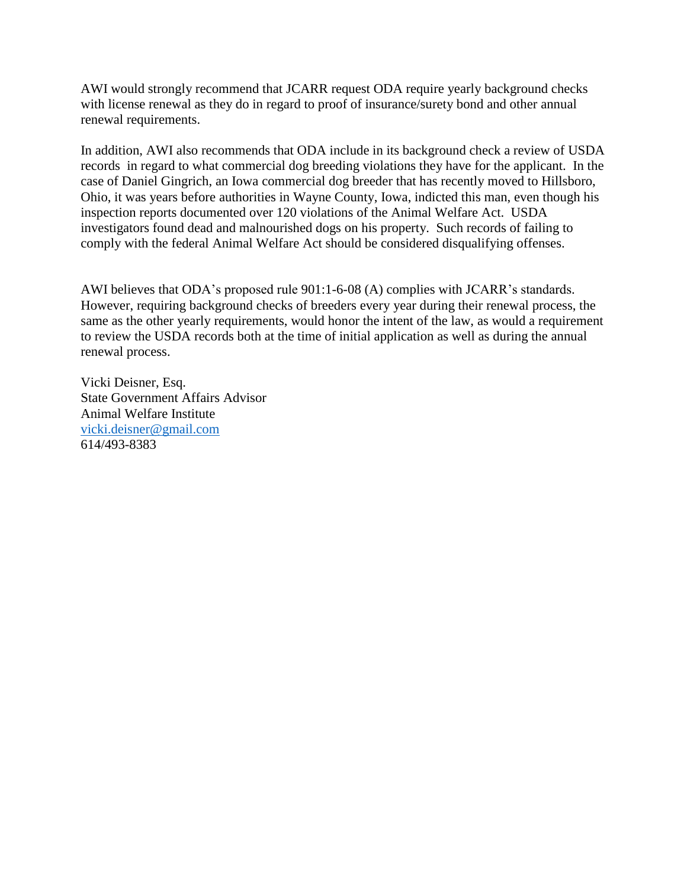AWI would strongly recommend that JCARR request ODA require yearly background checks with license renewal as they do in regard to proof of insurance/surety bond and other annual renewal requirements.

In addition, AWI also recommends that ODA include in its background check a review of USDA records in regard to what commercial dog breeding violations they have for the applicant. In the case of Daniel Gingrich, an Iowa commercial dog breeder that has recently moved to Hillsboro, Ohio, it was years before authorities in Wayne County, Iowa, indicted this man, even though his inspection reports documented over 120 violations of the Animal Welfare Act. USDA investigators found dead and malnourished dogs on his property. Such records of failing to comply with the federal Animal Welfare Act should be considered disqualifying offenses.

AWI believes that ODA's proposed rule 901:1-6-08 (A) complies with JCARR's standards. However, requiring background checks of breeders every year during their renewal process, the same as the other yearly requirements, would honor the intent of the law, as would a requirement to review the USDA records both at the time of initial application as well as during the annual renewal process.

Vicki Deisner, Esq.
State Government Affairs Advisor
Animal Welfare Institute
vicki.deisner@gmail.com
614/493-8383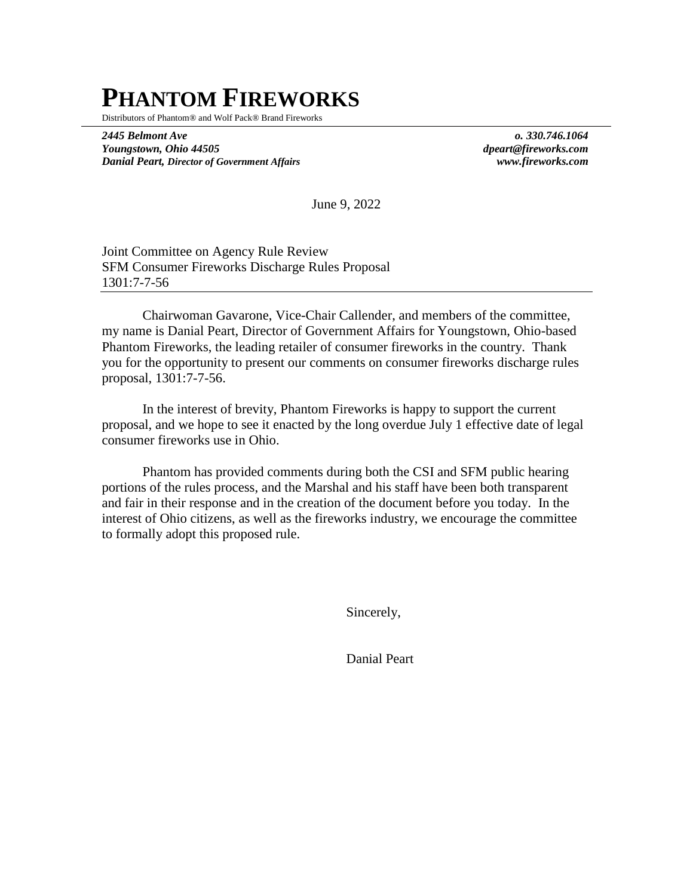# PHANTOM FIREWORKS

Distributors of Phantom® and Wolf Pack® Brand Fireworks

***2445 Belmont Ave***
***Youngstown, Ohio 44505***
***Danial Peart, Director of Government Affairs***

***o. 330.746.1064***
***dpeart@fireworks.com***
***www.fireworks.com***

June 9, 2022

Joint Committee on Agency Rule Review
SFM Consumer Fireworks Discharge Rules Proposal
1301:7-7-56

Chairwoman Gavarone, Vice-Chair Callender, and members of the committee, my name is Danial Peart, Director of Government Affairs for Youngstown, Ohio-based Phantom Fireworks, the leading retailer of consumer fireworks in the country. Thank you for the opportunity to present our comments on consumer fireworks discharge rules proposal, 1301:7-7-56.

In the interest of brevity, Phantom Fireworks is happy to support the current proposal, and we hope to see it enacted by the long overdue July 1 effective date of legal consumer fireworks use in Ohio.

Phantom has provided comments during both the CSI and SFM public hearing portions of the rules process, and the Marshal and his staff have been both transparent and fair in their response and in the creation of the document before you today. In the interest of Ohio citizens, as well as the fireworks industry, we encourage the committee to formally adopt this proposed rule.

Sincerely,

Danial Peart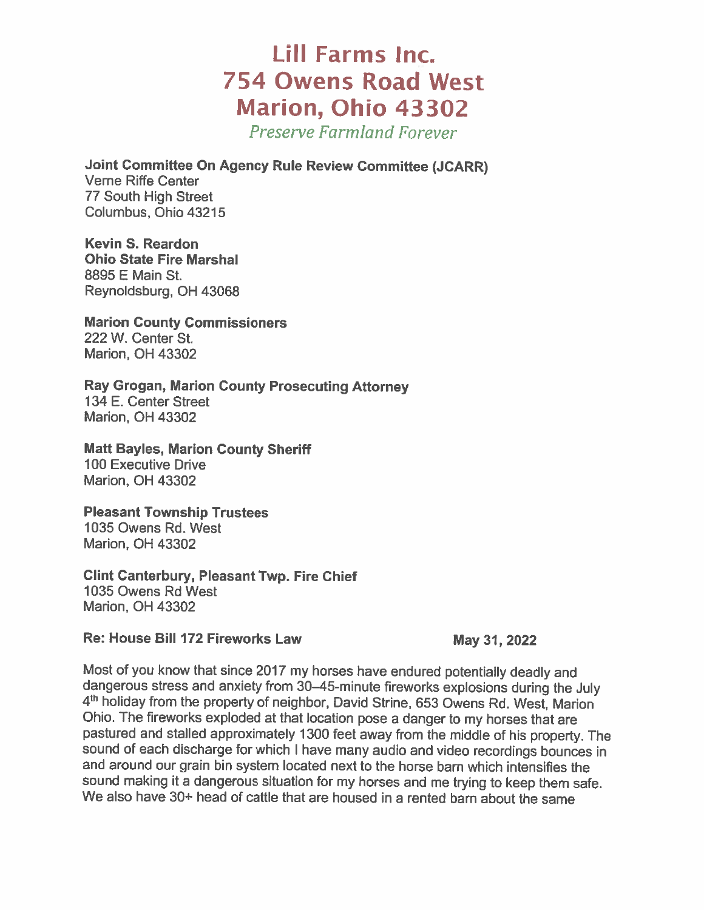# Lill Farms Inc.
# 754 Owens Road West
# Marion, Ohio 43302

*Preserve Farmland Forever*

**Joint Committee On Agency Rule Review Committee (JCARR)**
Verne Riffe Center
77 South High Street
Columbus, Ohio 43215

**Kevin S. Reardon**
**Ohio State Fire Marshal**
8895 E Main St.
Reynoldsburg, OH 43068

**Marion County Commissioners**
222 W. Center St.
Marion, OH 43302

**Ray Grogan, Marion County Prosecuting Attorney**
134 E. Center Street
Marion, OH 43302

**Matt Bayles, Marion County Sheriff**
100 Executive Drive
Marion, OH 43302

**Pleasant Township Trustees**
1035 Owens Rd. West
Marion, OH 43302

**Clint Canterbury, Pleasant Twp. Fire Chief**
1035 Owens Rd West
Marion, OH 43302

**Re: House Bill 172 Fireworks Law** **May 31, 2022**

Most of you know that since 2017 my horses have endured potentially deadly and dangerous stress and anxiety from 30–45-minute fireworks explosions during the July 4th holiday from the property of neighbor, David Strine, 653 Owens Rd. West, Marion Ohio. The fireworks exploded at that location pose a danger to my horses that are pastured and stalled approximately 1300 feet away from the middle of his property. The sound of each discharge for which I have many audio and video recordings bounces in and around our grain bin system located next to the horse barn which intensifies the sound making it a dangerous situation for my horses and me trying to keep them safe. We also have 30+ head of cattle that are housed in a rented barn about the same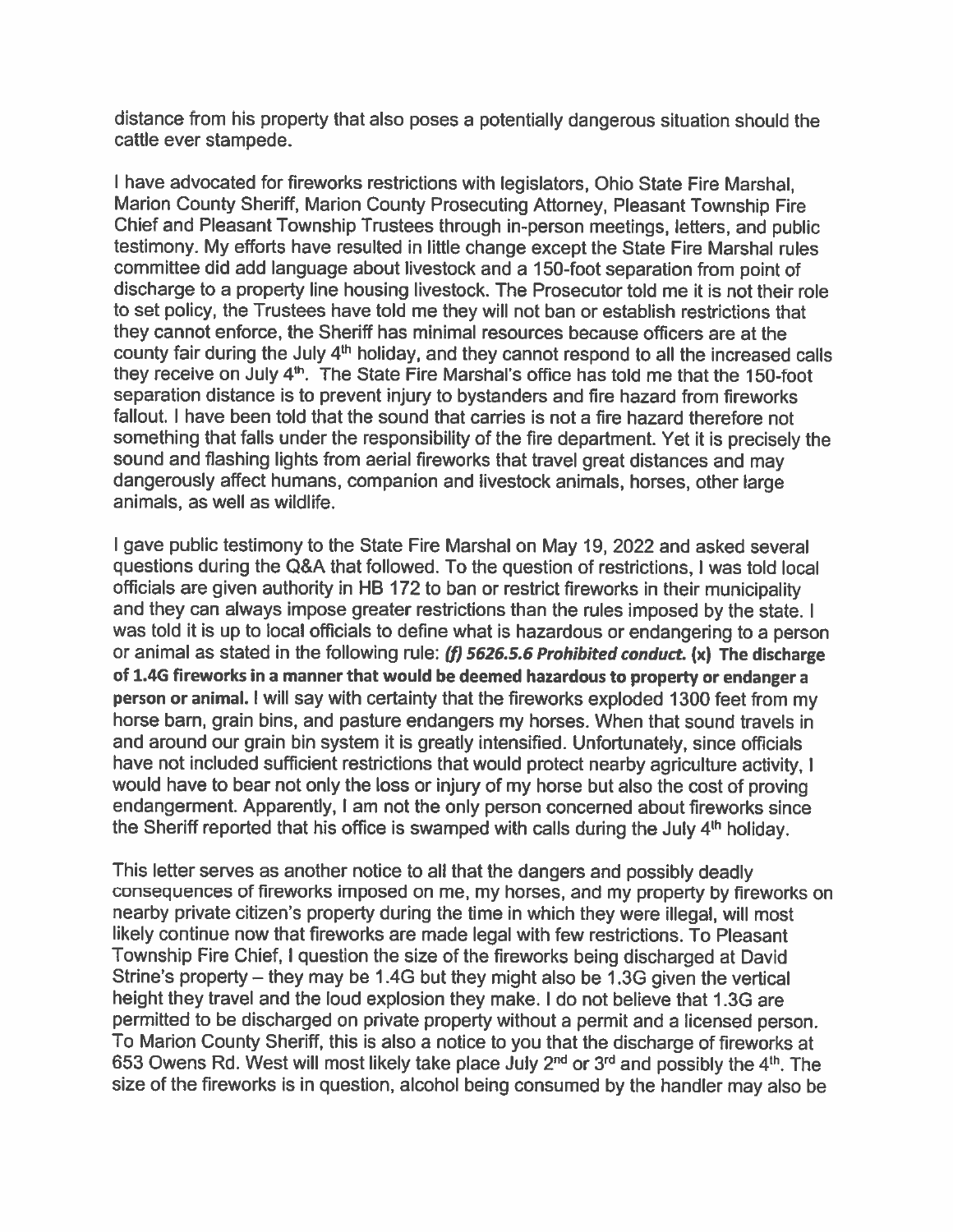distance from his property that also poses a potentially dangerous situation should the cattle ever stampede.

I have advocated for fireworks restrictions with legislators, Ohio State Fire Marshal, Marion County Sheriff, Marion County Prosecuting Attorney, Pleasant Township Fire Chief and Pleasant Township Trustees through in-person meetings, letters, and public testimony. My efforts have resulted in little change except the State Fire Marshal rules committee did add language about livestock and a 150-foot separation from point of discharge to a property line housing livestock. The Prosecutor told me it is not their role to set policy, the Trustees have told me they will not ban or establish restrictions that they cannot enforce, the Sheriff has minimal resources because officers are at the county fair during the July 4th holiday, and they cannot respond to all the increased calls they receive on July 4th. The State Fire Marshal's office has told me that the 150-foot separation distance is to prevent injury to bystanders and fire hazard from fireworks fallout. I have been told that the sound that carries is not a fire hazard therefore not something that falls under the responsibility of the fire department. Yet it is precisely the sound and flashing lights from aerial fireworks that travel great distances and may dangerously affect humans, companion and livestock animals, horses, other large animals, as well as wildlife.

I gave public testimony to the State Fire Marshal on May 19, 2022 and asked several questions during the Q&A that followed. To the question of restrictions, I was told local officials are given authority in HB 172 to ban or restrict fireworks in their municipality and they can always impose greater restrictions than the rules imposed by the state. I was told it is up to local officials to define what is hazardous or endangering to a person or animal as stated in the following rule: ***(f) 5626.5.6 Prohibited conduct.*** **(x) The discharge of 1.4G fireworks in a manner that would be deemed hazardous to property or endanger a person or animal.** I will say with certainty that the fireworks exploded 1300 feet from my horse barn, grain bins, and pasture endangers my horses. When that sound travels in and around our grain bin system it is greatly intensified. Unfortunately, since officials have not included sufficient restrictions that would protect nearby agriculture activity, I would have to bear not only the loss or injury of my horse but also the cost of proving endangerment. Apparently, I am not the only person concerned about fireworks since the Sheriff reported that his office is swamped with calls during the July 4th holiday.

This letter serves as another notice to all that the dangers and possibly deadly consequences of fireworks imposed on me, my horses, and my property by fireworks on nearby private citizen's property during the time in which they were illegal, will most likely continue now that fireworks are made legal with few restrictions. To Pleasant Township Fire Chief, I question the size of the fireworks being discharged at David Strine's property – they may be 1.4G but they might also be 1.3G given the vertical height they travel and the loud explosion they make. I do not believe that 1.3G are permitted to be discharged on private property without a permit and a licensed person. To Marion County Sheriff, this is also a notice to you that the discharge of fireworks at 653 Owens Rd. West will most likely take place July 2nd or 3rd and possibly the 4th. The size of the fireworks is in question, alcohol being consumed by the handler may also be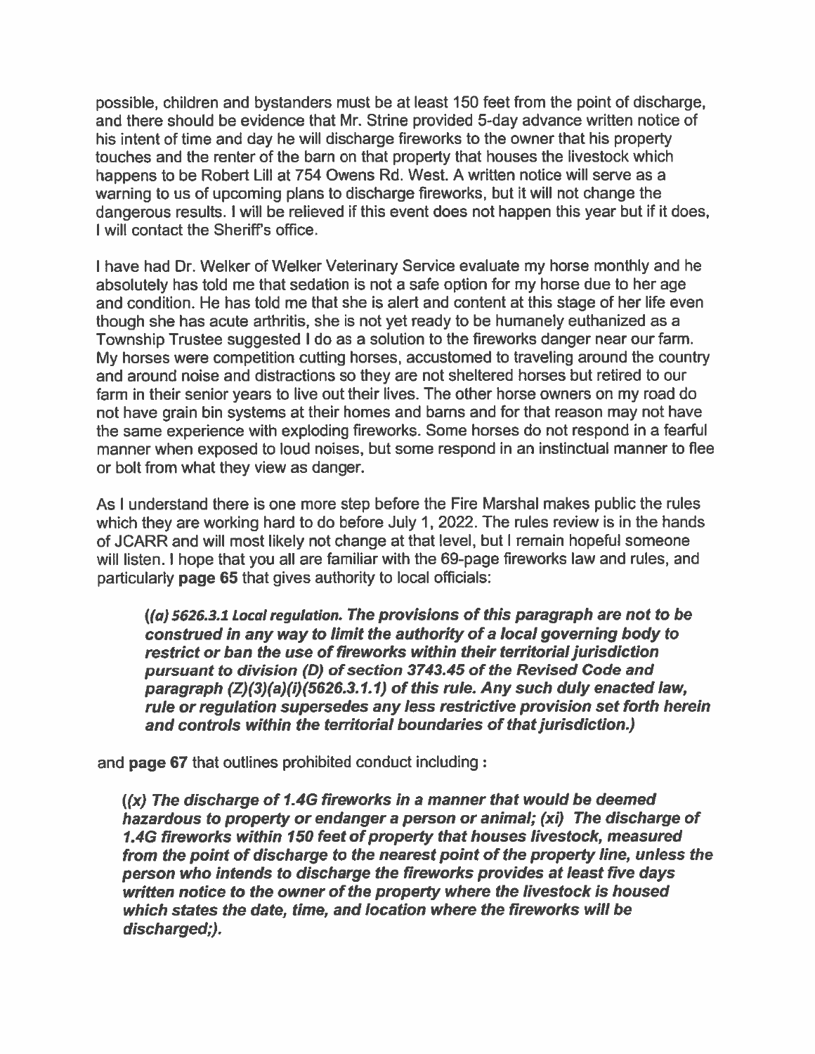possible, children and bystanders must be at least 150 feet from the point of discharge, and there should be evidence that Mr. Strine provided 5-day advance written notice of his intent of time and day he will discharge fireworks to the owner that his property touches and the renter of the barn on that property that houses the livestock which happens to be Robert Lill at 754 Owens Rd. West. A written notice will serve as a warning to us of upcoming plans to discharge fireworks, but it will not change the dangerous results. I will be relieved if this event does not happen this year but if it does, I will contact the Sheriff's office.

I have had Dr. Welker of Welker Veterinary Service evaluate my horse monthly and he absolutely has told me that sedation is not a safe option for my horse due to her age and condition. He has told me that she is alert and content at this stage of her life even though she has acute arthritis, she is not yet ready to be humanely euthanized as a Township Trustee suggested I do as a solution to the fireworks danger near our farm. My horses were competition cutting horses, accustomed to traveling around the country and around noise and distractions so they are not sheltered horses but retired to our farm in their senior years to live out their lives. The other horse owners on my road do not have grain bin systems at their homes and barns and for that reason may not have the same experience with exploding fireworks. Some horses do not respond in a fearful manner when exposed to loud noises, but some respond in an instinctual manner to flee or bolt from what they view as danger.

As I understand there is one more step before the Fire Marshal makes public the rules which they are working hard to do before July 1, 2022. The rules review is in the hands of JCARR and will most likely not change at that level, but I remain hopeful someone will listen. I hope that you all are familiar with the 69-page fireworks law and rules, and particularly **page 65** that gives authority to local officials:

> ***((a) 5626.3.1 Local regulation. The provisions of this paragraph are not to be construed in any way to limit the authority of a local governing body to restrict or ban the use of fireworks within their territorial jurisdiction pursuant to division (D) of section 3743.45 of the Revised Code and paragraph (Z)(3)(a)(i)(5626.3.1.1) of this rule. Any such duly enacted law, rule or regulation supersedes any less restrictive provision set forth herein and controls within the territorial boundaries of that jurisdiction.)***

and **page 67** that outlines prohibited conduct including :

> ***((x) The discharge of 1.4G fireworks in a manner that would be deemed hazardous to property or endanger a person or animal; (xi) The discharge of 1.4G fireworks within 150 feet of property that houses livestock, measured from the point of discharge to the nearest point of the property line, unless the person who intends to discharge the fireworks provides at least five days written notice to the owner of the property where the livestock is housed which states the date, time, and location where the fireworks will be discharged;).***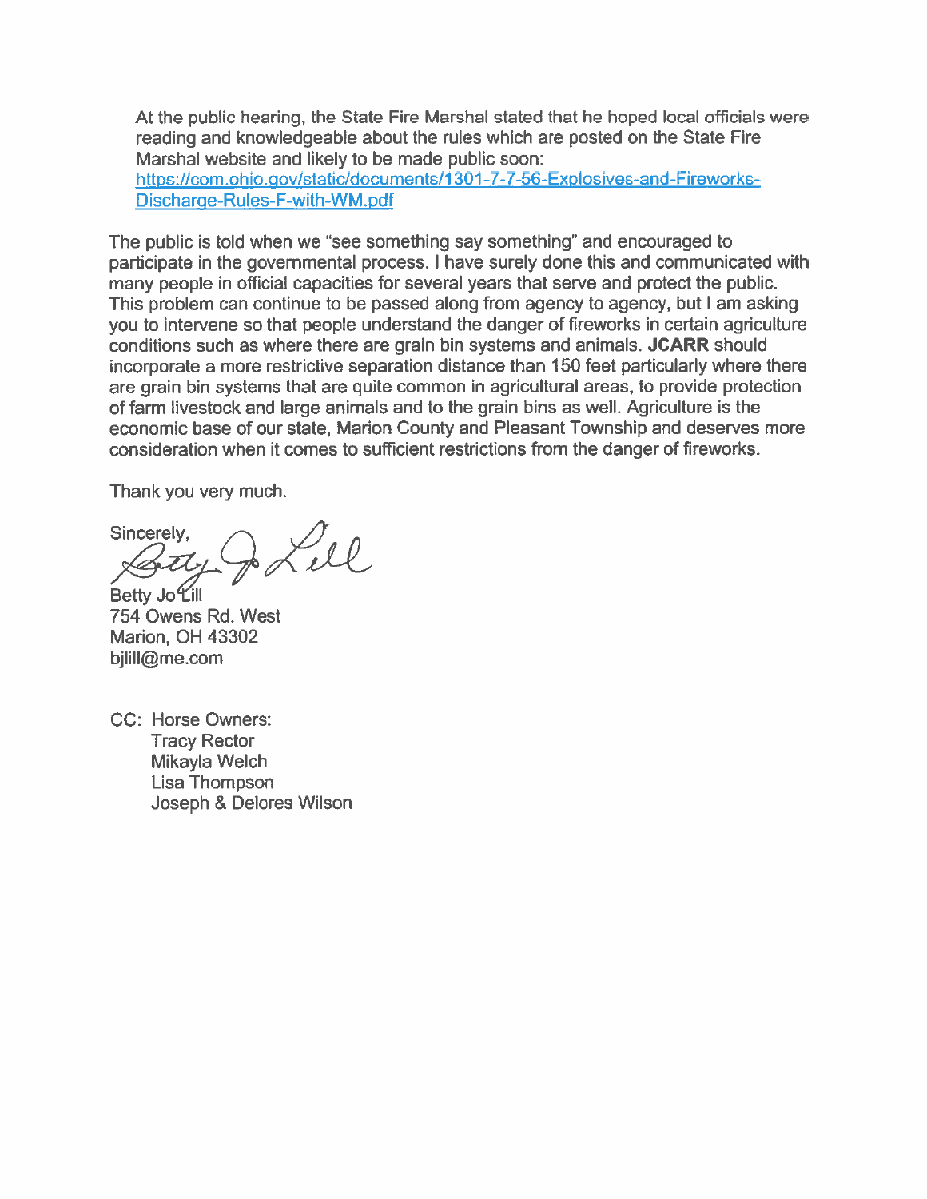At the public hearing, the State Fire Marshal stated that he hoped local officials were reading and knowledgeable about the rules which are posted on the State Fire Marshal website and likely to be made public soon: https://com.ohio.gov/static/documents/1301-7-7-56-Explosives-and-Fireworks-Discharge-Rules-F-with-WM.pdf

The public is told when we "see something say something" and encouraged to participate in the governmental process. I have surely done this and communicated with many people in official capacities for several years that serve and protect the public. This problem can continue to be passed along from agency to agency, but I am asking you to intervene so that people understand the danger of fireworks in certain agriculture conditions such as where there are grain bin systems and animals. **JCARR** should incorporate a more restrictive separation distance than 150 feet particularly where there are grain bin systems that are quite common in agricultural areas, to provide protection of farm livestock and large animals and to the grain bins as well. Agriculture is the economic base of our state, Marion County and Pleasant Township and deserves more consideration when it comes to sufficient restrictions from the danger of fireworks.

Thank you very much.

Sincerely,

Betty Jo Lill

Betty Jo Lill
754 Owens Rd. West
Marion, OH 43302
bjlill@me.com

CC: Horse Owners:
Tracy Rector
Mikayla Welch
Lisa Thompson
Joseph & Delores Wilson